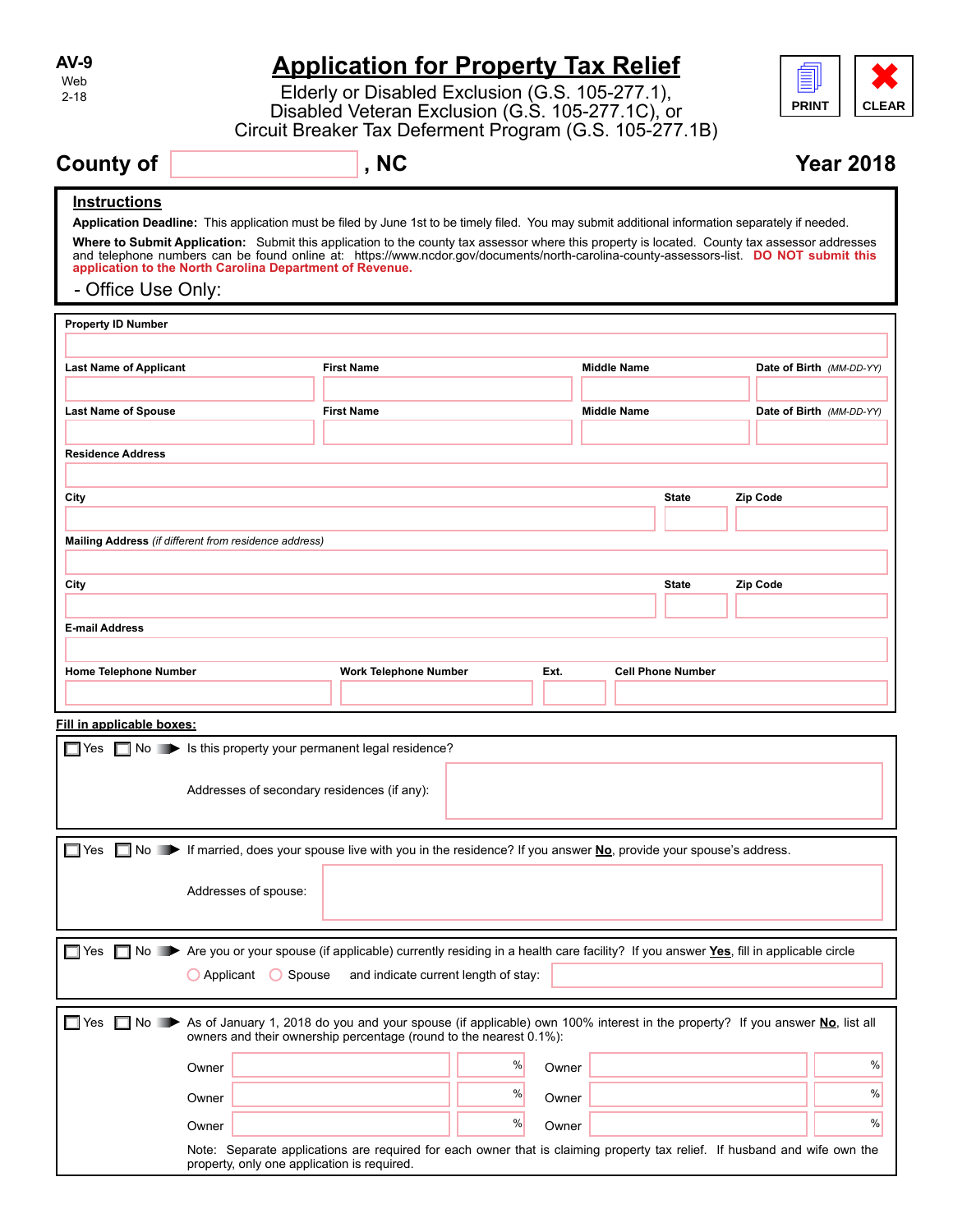AV-9
Web
2-18

# Application for Property Tax Relief

Elderly or Disabled Exclusion (G.S. 105-277.1),
Disabled Veteran Exclusion (G.S. 105-277.1C), or
Circuit Breaker Tax Deferment Program (G.S. 105-277.1B)

PRINT | CLEAR

**County of** ______________ **, NC** **Year 2018**

## Instructions

**Application Deadline:** This application must be filed by June 1st to be timely filed. You may submit additional information separately if needed.

**Where to Submit Application:** Submit this application to the county tax assessor where this property is located. County tax assessor addresses and telephone numbers can be found online at: https://www.ncdor.gov/documents/north-carolina-county-assessors-list. **DO NOT submit this application to the North Carolina Department of Revenue.**

- Office Use Only:

**Property ID Number**

| **Last Name of Applicant** | **First Name** | **Middle Name** | **Date of Birth** *(MM-DD-YY)* |
|---|---|---|---|
| | | | |

| **Last Name of Spouse** | **First Name** | **Middle Name** | **Date of Birth** *(MM-DD-YY)* |
|---|---|---|---|
| | | | |

**Residence Address**

| **City** | **State** | **Zip Code** |
|---|---|---|
| | | |

**Mailing Address** *(if different from residence address)*

| **City** | **State** | **Zip Code** |
|---|---|---|
| | | |

**E-mail Address**

| **Home Telephone Number** | **Work Telephone Number** | **Ext.** | **Cell Phone Number** |
|---|---|---|---|
| | | | |

**Fill in applicable boxes:**

☐ Yes ☐ No ➨ Is this property your permanent legal residence?

Addresses of secondary residences (if any):

☐ Yes ☐ No ➨ If married, does your spouse live with you in the residence? If you answer **No**, provide your spouse's address.

Addresses of spouse:

☐ Yes ☐ No ➨ Are you or your spouse (if applicable) currently residing in a health care facility? If you answer **Yes**, fill in applicable circle

○ Applicant ○ Spouse and indicate current length of stay:

☐ Yes ☐ No ➨ As of January 1, 2018 do you and your spouse (if applicable) own 100% interest in the property? If you answer **No**, list all owners and their ownership percentage (round to the nearest 0.1%):

| Owner | % | Owner | % |
|---|---|---|---|
| | % | | % |
| | % | | % |
| | % | | % |

Note: Separate applications are required for each owner that is claiming property tax relief. If husband and wife own the property, only one application is required.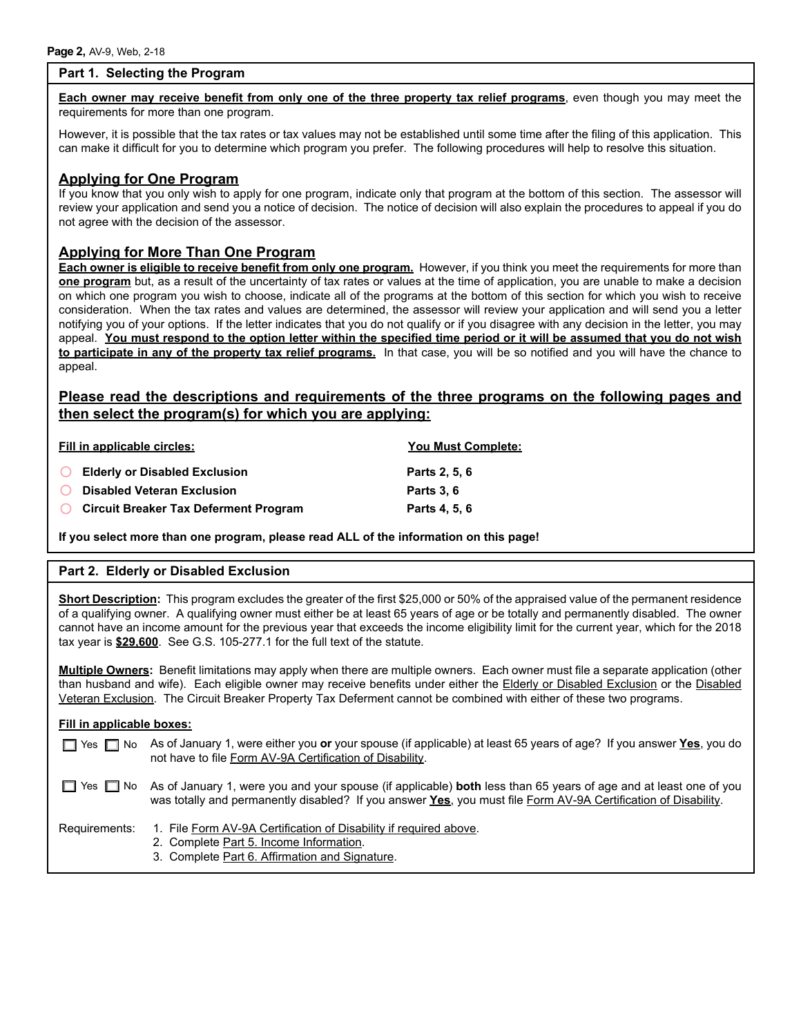## Part 1. Selecting the Program

**Each owner may receive benefit from only one of the three property tax relief programs**, even though you may meet the requirements for more than one program.

However, it is possible that the tax rates or tax values may not be established until some time after the filing of this application. This can make it difficult for you to determine which program you prefer. The following procedures will help to resolve this situation.

### Applying for One Program

If you know that you only wish to apply for one program, indicate only that program at the bottom of this section. The assessor will review your application and send you a notice of decision. The notice of decision will also explain the procedures to appeal if you do not agree with the decision of the assessor.

### Applying for More Than One Program

**Each owner is eligible to receive benefit from only one program.** However, if you think you meet the requirements for more than **one program** but, as a result of the uncertainty of tax rates or values at the time of application, you are unable to make a decision on which one program you wish to choose, indicate all of the programs at the bottom of this section for which you wish to receive consideration. When the tax rates and values are determined, the assessor will review your application and will send you a letter notifying you of your options. If the letter indicates that you do not qualify or if you disagree with any decision in the letter, you may appeal. **You must respond to the option letter within the specified time period or it will be assumed that you do not wish to participate in any of the property tax relief programs.** In that case, you will be so notified and you will have the chance to appeal.

### Please read the descriptions and requirements of the three programs on the following pages and then select the program(s) for which you are applying:

| Fill in applicable circles: | You Must Complete: |
| --- | --- |
| ○ **Elderly or Disabled Exclusion** | **Parts 2, 5, 6** |
| ○ **Disabled Veteran Exclusion** | **Parts 3, 6** |
| ○ **Circuit Breaker Tax Deferment Program** | **Parts 4, 5, 6** |

**If you select more than one program, please read ALL of the information on this page!**

## Part 2. Elderly or Disabled Exclusion

**Short Description:** This program excludes the greater of the first $25,000 or 50% of the appraised value of the permanent residence of a qualifying owner. A qualifying owner must either be at least 65 years of age or be totally and permanently disabled. The owner cannot have an income amount for the previous year that exceeds the income eligibility limit for the current year, which for the 2018 tax year is **$29,600**. See G.S. 105-277.1 for the full text of the statute.

**Multiple Owners:** Benefit limitations may apply when there are multiple owners. Each owner must file a separate application (other than husband and wife). Each eligible owner may receive benefits under either the Elderly or Disabled Exclusion or the Disabled Veteran Exclusion. The Circuit Breaker Property Tax Deferment cannot be combined with either of these two programs.

**Fill in applicable boxes:**

☐ Yes ☐ No As of January 1, were either you **or** your spouse (if applicable) at least 65 years of age? If you answer **Yes**, you do not have to file Form AV-9A Certification of Disability.

☐ Yes ☐ No As of January 1, were you and your spouse (if applicable) **both** less than 65 years of age and at least one of you was totally and permanently disabled? If you answer **Yes**, you must file Form AV-9A Certification of Disability.

Requirements:
1. File Form AV-9A Certification of Disability if required above.
2. Complete Part 5. Income Information.
3. Complete Part 6. Affirmation and Signature.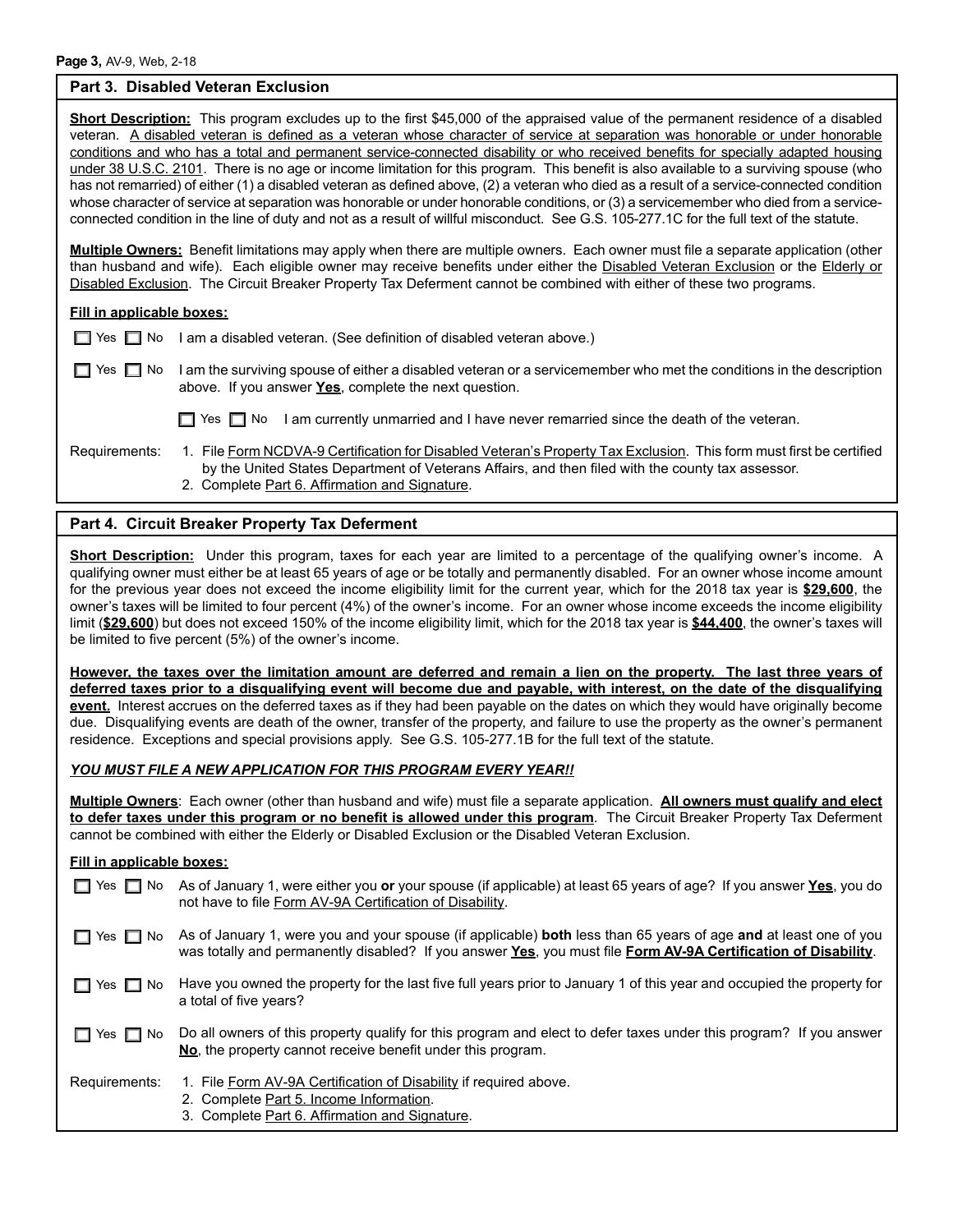## Part 3. Disabled Veteran Exclusion

**Short Description:** This program excludes up to the first $45,000 of the appraised value of the permanent residence of a disabled veteran. A disabled veteran is defined as a veteran whose character of service at separation was honorable or under honorable conditions and who has a total and permanent service-connected disability or who received benefits for specially adapted housing under 38 U.S.C. 2101. There is no age or income limitation for this program. This benefit is also available to a surviving spouse (who has not remarried) of either (1) a disabled veteran as defined above, (2) a veteran who died as a result of a service-connected condition whose character of service at separation was honorable or under honorable conditions, or (3) a servicemember who died from a service-connected condition in the line of duty and not as a result of willful misconduct. See G.S. 105-277.1C for the full text of the statute.

**Multiple Owners:** Benefit limitations may apply when there are multiple owners. Each owner must file a separate application (other than husband and wife). Each eligible owner may receive benefits under either the Disabled Veteran Exclusion or the Elderly or Disabled Exclusion. The Circuit Breaker Property Tax Deferment cannot be combined with either of these two programs.

**Fill in applicable boxes:**

☐ Yes ☐ No I am a disabled veteran. (See definition of disabled veteran above.)

☐ Yes ☐ No I am the surviving spouse of either a disabled veteran or a servicemember who met the conditions in the description above. If you answer **Yes**, complete the next question.

☐ Yes ☐ No I am currently unmarried and I have never remarried since the death of the veteran.

Requirements:
1. File Form NCDVA-9 Certification for Disabled Veteran's Property Tax Exclusion. This form must first be certified by the United States Department of Veterans Affairs, and then filed with the county tax assessor.
2. Complete Part 6. Affirmation and Signature.

## Part 4. Circuit Breaker Property Tax Deferment

**Short Description:** Under this program, taxes for each year are limited to a percentage of the qualifying owner's income. A qualifying owner must either be at least 65 years of age or be totally and permanently disabled. For an owner whose income amount for the previous year does not exceed the income eligibility limit for the current year, which for the 2018 tax year is **$29,600**, the owner's taxes will be limited to four percent (4%) of the owner's income. For an owner whose income exceeds the income eligibility limit (**$29,600**) but does not exceed 150% of the income eligibility limit, which for the 2018 tax year is **$44,400**, the owner's taxes will be limited to five percent (5%) of the owner's income.

**However, the taxes over the limitation amount are deferred and remain a lien on the property. The last three years of deferred taxes prior to a disqualifying event will become due and payable, with interest, on the date of the disqualifying event.** Interest accrues on the deferred taxes as if they had been payable on the dates on which they would have originally become due. Disqualifying events are death of the owner, transfer of the property, and failure to use the property as the owner's permanent residence. Exceptions and special provisions apply. See G.S. 105-277.1B for the full text of the statute.

***YOU MUST FILE A NEW APPLICATION FOR THIS PROGRAM EVERY YEAR!!***

**Multiple Owners**: Each owner (other than husband and wife) must file a separate application. **All owners must qualify and elect to defer taxes under this program or no benefit is allowed under this program**. The Circuit Breaker Property Tax Deferment cannot be combined with either the Elderly or Disabled Exclusion or the Disabled Veteran Exclusion.

**Fill in applicable boxes:**

☐ Yes ☐ No As of January 1, were either you **or** your spouse (if applicable) at least 65 years of age? If you answer **Yes**, you do not have to file Form AV-9A Certification of Disability.

☐ Yes ☐ No As of January 1, were you and your spouse (if applicable) **both** less than 65 years of age **and** at least one of you was totally and permanently disabled? If you answer **Yes**, you must file **Form AV-9A Certification of Disability**.

☐ Yes ☐ No Have you owned the property for the last five full years prior to January 1 of this year and occupied the property for a total of five years?

☐ Yes ☐ No Do all owners of this property qualify for this program and elect to defer taxes under this program? If you answer **No**, the property cannot receive benefit under this program.

Requirements:
1. File Form AV-9A Certification of Disability if required above.
2. Complete Part 5. Income Information.
3. Complete Part 6. Affirmation and Signature.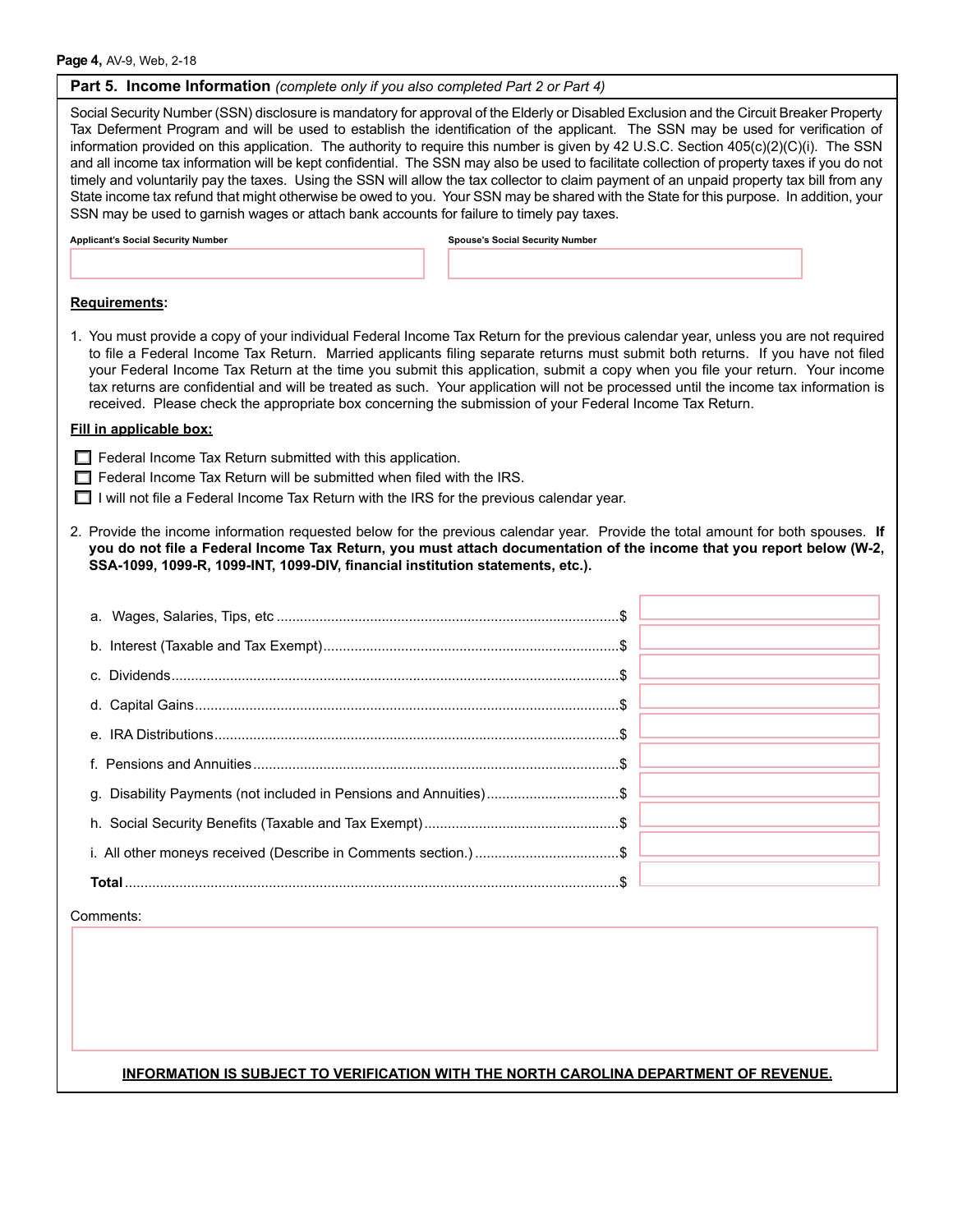## Part 5. Income Information *(complete only if you also completed Part 2 or Part 4)*

Social Security Number (SSN) disclosure is mandatory for approval of the Elderly or Disabled Exclusion and the Circuit Breaker Property Tax Deferment Program and will be used to establish the identification of the applicant. The SSN may be used for verification of information provided on this application. The authority to require this number is given by 42 U.S.C. Section 405(c)(2)(C)(i). The SSN and all income tax information will be kept confidential. The SSN may also be used to facilitate collection of property taxes if you do not timely and voluntarily pay the taxes. Using the SSN will allow the tax collector to claim payment of an unpaid property tax bill from any State income tax refund that might otherwise be owed to you. Your SSN may be shared with the State for this purpose. In addition, your SSN may be used to garnish wages or attach bank accounts for failure to timely pay taxes.

| Applicant's Social Security Number | Spouse's Social Security Number |
|---|---|
| | |

**Requirements:**

1. You must provide a copy of your individual Federal Income Tax Return for the previous calendar year, unless you are not required to file a Federal Income Tax Return. Married applicants filing separate returns must submit both returns. If you have not filed your Federal Income Tax Return at the time you submit this application, submit a copy when you file your return. Your income tax returns are confidential and will be treated as such. Your application will not be processed until the income tax information is received. Please check the appropriate box concerning the submission of your Federal Income Tax Return.

**Fill in applicable box:**

- ☐ Federal Income Tax Return submitted with this application.
- ☐ Federal Income Tax Return will be submitted when filed with the IRS.
- ☐ I will not file a Federal Income Tax Return with the IRS for the previous calendar year.

2. Provide the income information requested below for the previous calendar year. Provide the total amount for both spouses. **If you do not file a Federal Income Tax Return, you must attach documentation of the income that you report below (W-2, SSA-1099, 1099-R, 1099-INT, 1099-DIV, financial institution statements, etc.).**

| Income | Amount |
|---|---|
| a. Wages, Salaries, Tips, etc | $ |
| b. Interest (Taxable and Tax Exempt) | $ |
| c. Dividends | $ |
| d. Capital Gains | $ |
| e. IRA Distributions | $ |
| f. Pensions and Annuities | $ |
| g. Disability Payments (not included in Pensions and Annuities) | $ |
| h. Social Security Benefits (Taxable and Tax Exempt) | $ |
| i. All other moneys received (Describe in Comments section.) | $ |
| **Total** | $ |

Comments:

**INFORMATION IS SUBJECT TO VERIFICATION WITH THE NORTH CAROLINA DEPARTMENT OF REVENUE.**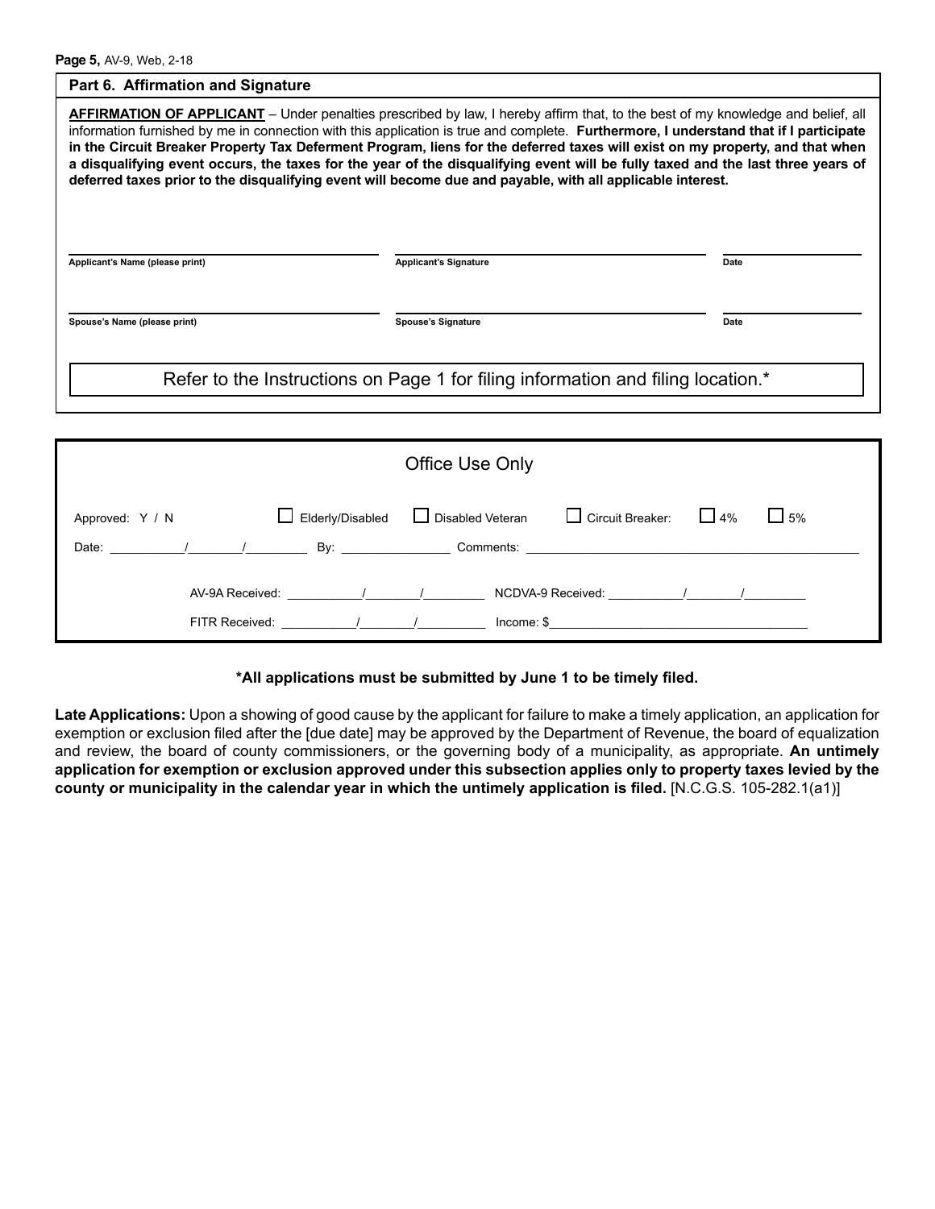## Part 6. Affirmation and Signature

**AFFIRMATION OF APPLICANT** – Under penalties prescribed by law, I hereby affirm that, to the best of my knowledge and belief, all information furnished by me in connection with this application is true and complete. **Furthermore, I understand that if I participate in the Circuit Breaker Property Tax Deferment Program, liens for the deferred taxes will exist on my property, and that when a disqualifying event occurs, the taxes for the year of the disqualifying event will be fully taxed and the last three years of deferred taxes prior to the disqualifying event will become due and payable, with all applicable interest.**

| | | |
|---|---|---|
| **Applicant's Name (please print)** | **Applicant's Signature** | **Date** |
| **Spouse's Name (please print)** | **Spouse's Signature** | **Date** |

Refer to the Instructions on Page 1 for filing information and filing location.*

### Office Use Only

Approved: Y / N ☐ Elderly/Disabled ☐ Disabled Veteran ☐ Circuit Breaker: ☐ 4% ☐ 5%

Date: ______/______/______ By: ______________ Comments: ______________________________

AV-9A Received: ______/______/______ NCDVA-9 Received: ______/______/______

FITR Received: ______/______/______ Income: $______________________

**\*All applications must be submitted by June 1 to be timely filed.**

**Late Applications:** Upon a showing of good cause by the applicant for failure to make a timely application, an application for exemption or exclusion filed after the [due date] may be approved by the Department of Revenue, the board of equalization and review, the board of county commissioners, or the governing body of a municipality, as appropriate. **An untimely application for exemption or exclusion approved under this subsection applies only to property taxes levied by the county or municipality in the calendar year in which the untimely application is filed.** [N.C.G.S. 105-282.1(a1)]